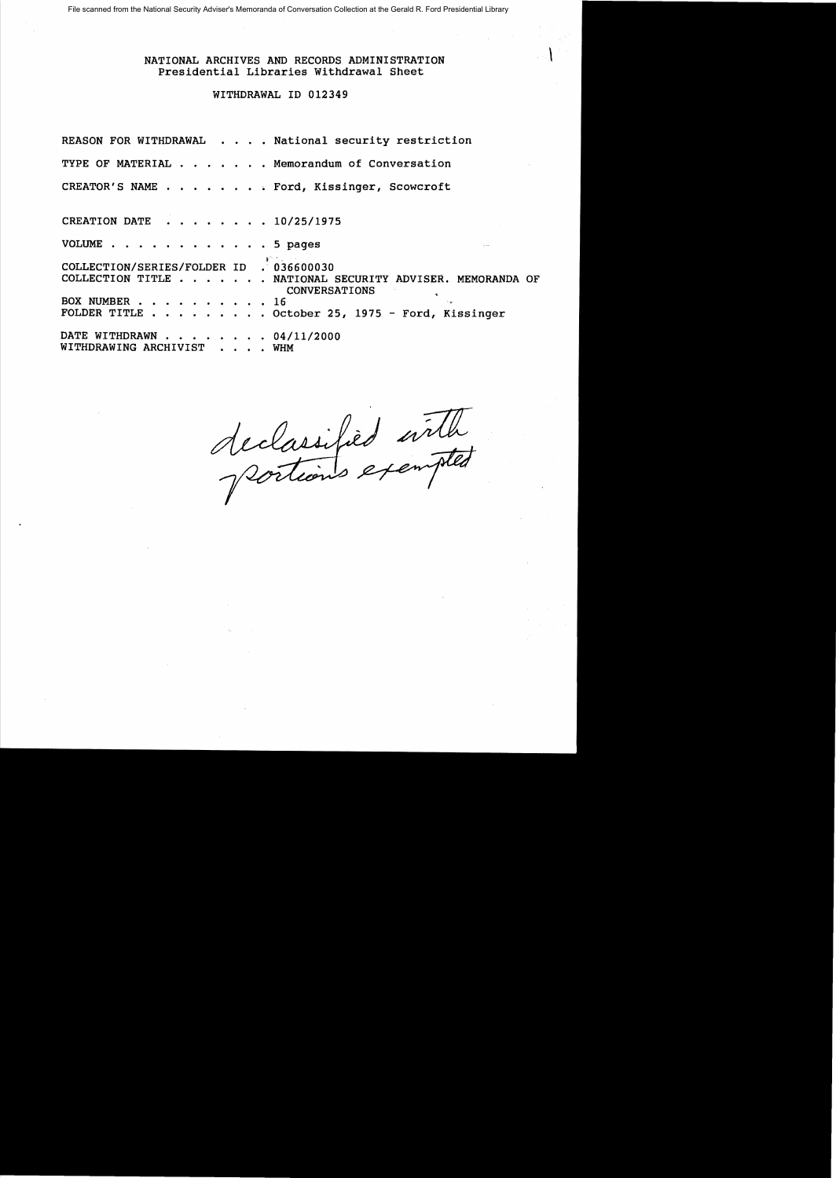File scanned from the National Security Adviser's Memoranda of Conversation Collection at the Gerald R. Ford Presidential Library

NATIONAL ARCHIVES AND RECORDS ADMINISTRATION
Presidential Libraries Withdrawal Sheet

WITHDRAWAL ID 012349

REASON FOR WITHDRAWAL . . . . National security restriction

TYPE OF MATERIAL . . . . . . . Memorandum of Conversation

CREATOR'S NAME . . . . . . . . Ford, Kissinger, Scowcroft

CREATION DATE . . . . . . . . 10/25/1975

VOLUME . . . . . . . . . . . . 5 pages

COLLECTION/SERIES/FOLDER ID . 036600030
COLLECTION TITLE . . . . . . . NATIONAL SECURITY ADVISER. MEMORANDA OF CONVERSATIONS
BOX NUMBER . . . . . . . . . . 16
FOLDER TITLE . . . . . . . . . October 25, 1975 - Ford, Kissinger

DATE WITHDRAWN . . . . . . . . 04/11/2000
WITHDRAWING ARCHIVIST . . . . WHM

*declassified with portions exempted*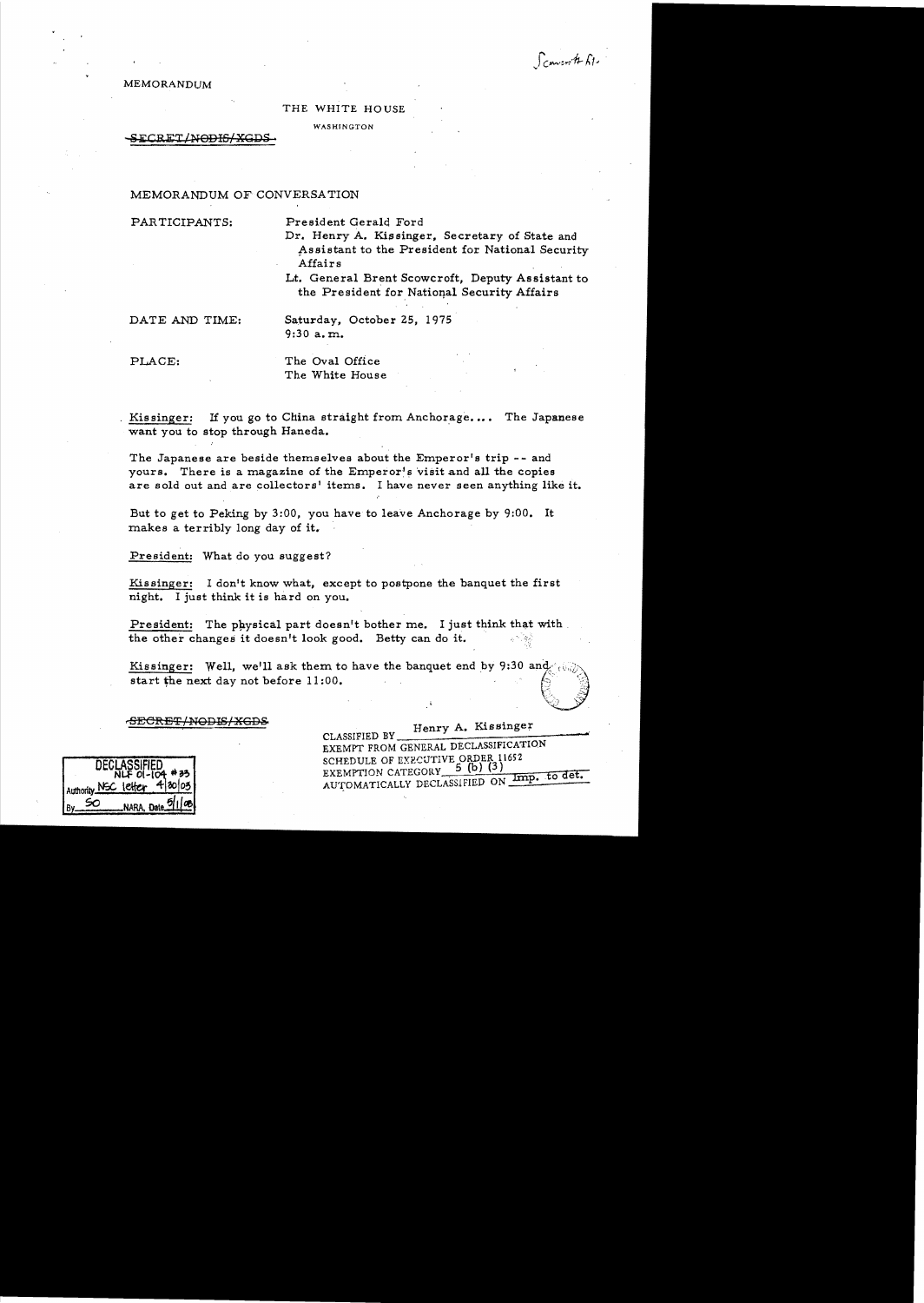Scowcroft Fl.

MEMORANDUM

THE WHITE HOUSE

WASHINGTON

~~SECRET/NODIS/XGDS~~

MEMORANDUM OF CONVERSATION

PARTICIPANTS:

President Gerald Ford

Dr. Henry A. Kissinger, Secretary of State and Assistant to the President for National Security Affairs

Lt. General Brent Scowcroft, Deputy Assistant to the President for National Security Affairs

DATE AND TIME:

Saturday, October 25, 1975
9:30 a.m.

PLACE:

The Oval Office
The White House

Kissinger: If you go to China straight from Anchorage.... The Japanese want you to stop through Haneda.

The Japanese are beside themselves about the Emperor's trip -- and yours. There is a magazine of the Emperor's visit and all the copies are sold out and are collectors' items. I have never seen anything like it.

But to get to Peking by 3:00, you have to leave Anchorage by 9:00. It makes a terribly long day of it.

President: What do you suggest?

Kissinger: I don't know what, except to postpone the banquet the first night. I just think it is hard on you.

President: The physical part doesn't bother me. I just think that with the other changes it doesn't look good. Betty can do it.

Kissinger: Well, we'll ask them to have the banquet end by 9:30 and start the next day not before 11:00.

~~SECRET/NODIS/XGDS~~

CLASSIFIED BY Henry A. Kissinger
EXEMPT FROM GENERAL DECLASSIFICATION
SCHEDULE OF EXECUTIVE ORDER 11652
EXEMPTION CATEGORY 5 (b) (3)
AUTOMATICALLY DECLASSIFIED ON Imp. to det.

DECLASSIFIED
NLF 01-104 #33
Authority NSC letter 4/30/03
By SO NARA, Date 5/1/08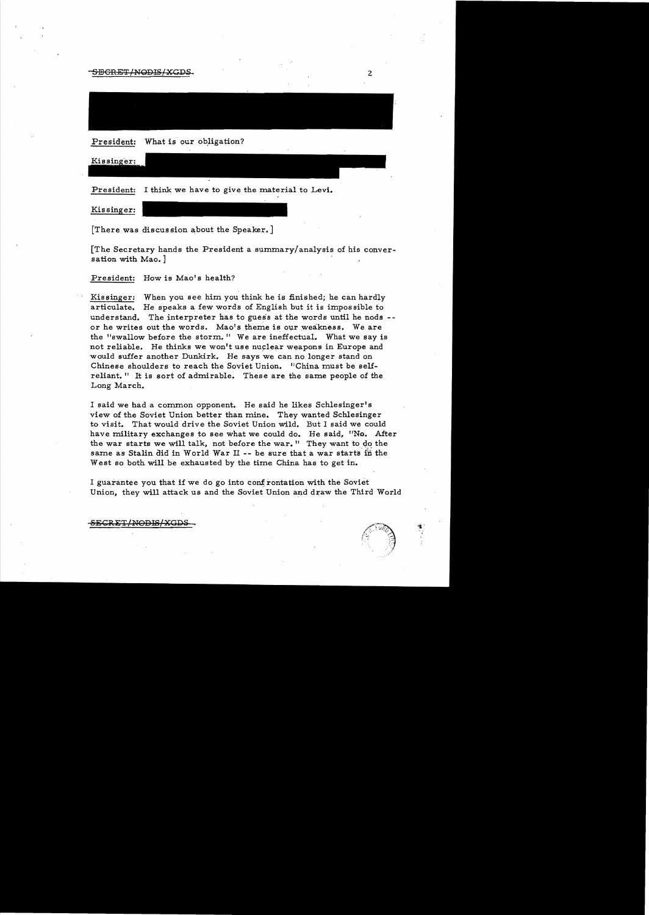**President:** What is our obligation?

**Kissinger:**

**President:** I think we have to give the material to Levi.

**Kissinger:**

[There was discussion about the Speaker.]

[The Secretary hands the President a summary/analysis of his conversation with Mao.]

**President:** How is Mao's health?

**Kissinger:** When you see him you think he is finished; he can hardly articulate. He speaks a few words of English but it is impossible to understand. The interpreter has to guess at the words until he nods -- or he writes out the words. Mao's theme is our weakness. We are the "swallow before the storm." We are ineffectual. What we say is not reliable. He thinks we won't use nuclear weapons in Europe and would suffer another Dunkirk. He says we can no longer stand on Chinese shoulders to reach the Soviet Union. "China must be self-reliant." It is sort of admirable. These are the same people of the Long March.

I said we had a common opponent. He said he likes Schlesinger's view of the Soviet Union better than mine. They wanted Schlesinger to visit. That would drive the Soviet Union wild. But I said we could have military exchanges to see what we could do. He said, "No. After the war starts we will talk, not before the war." They want to do the same as Stalin did in World War II -- be sure that a war starts in the West so both will be exhausted by the time China has to get in.

I guarantee you that if we do go into confrontation with the Soviet Union, they will attack us and the Soviet Union and draw the Third World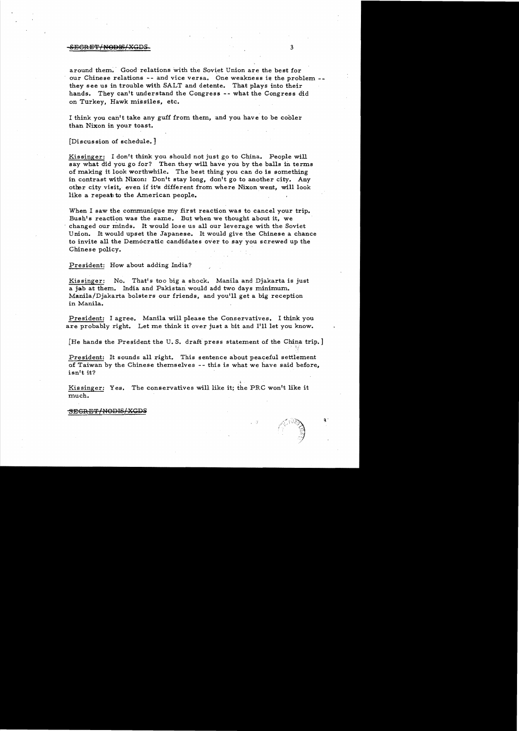around them. Good relations with the Soviet Union are the best for our Chinese relations -- and vice versa. One weakness is the problem -- they see us in trouble with SALT and detente. That plays into their hands. They can't understand the Congress -- what the Congress did on Turkey, Hawk missiles, etc.

I think you can't take any guff from them, and you have to be cooler than Nixon in your toast.

[Discussion of schedule.]

Kissinger: I don't think you should not just go to China. People will say what did you go for? Then they will have you by the balls in terms of making it look worthwhile. The best thing you can do is something in contrast with Nixon: Don't stay long, don't go to another city. Any other city visit, even if it's different from where Nixon went, will look like a repeat to the American people.

When I saw the communique my first reaction was to cancel your trip. Bush's reaction was the same. But when we thought about it, we changed our minds. It would lose us all our leverage with the Soviet Union. It would upset the Japanese. It would give the Chinese a chance to invite all the Democratic candidates over to say you screwed up the Chinese policy.

President: How about adding India?

Kissinger: No. That's too big a shock. Manila and Djakarta is just a jab at them. India and Pakistan would add two days minimum. Manila/Djakarta bolsters our friends, and you'll get a big reception in Manila.

President: I agree. Manila will please the Conservatives. I think you are probably right. Let me think it over just a bit and I'll let you know.

[He hands the President the U.S. draft press statement of the China trip.]

President: It sounds all right. This sentence about peaceful settlement of Taiwan by the Chinese themselves -- this is what we have said before, isn't it?

Kissinger: Yes. The conservatives will like it; the PRC won't like it much.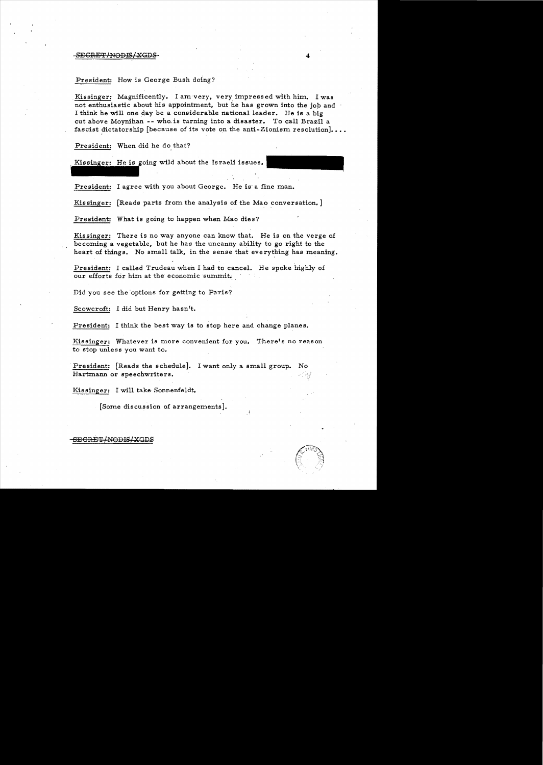President: How is George Bush doing?

Kissinger: Magnificently. I am very, very impressed with him. I was not enthusiastic about his appointment, but he has grown into the job and I think he will one day be a considerable national leader. He is a big cut above Moynihan -- who is turning into a disaster. To call Brazil a fascist dictatorship [because of its vote on the anti-Zionism resolution]....

President: When did he do that?

Kissinger: He is going wild about the Israeli issues.

President: I agree with you about George. He is a fine man.

Kissinger: [Reads parts from the analysis of the Mao conversation.]

President: What is going to happen when Mao dies?

Kissinger: There is no way anyone can know that. He is on the verge of becoming a vegetable, but he has the uncanny ability to go right to the heart of things. No small talk, in the sense that everything has meaning.

President: I called Trudeau when I had to cancel. He spoke highly of our efforts for him at the economic summit.

Did you see the options for getting to Paris?

Scowcroft: I did but Henry hasn't.

President: I think the best way is to stop here and change planes.

Kissinger: Whatever is more convenient for you. There's no reason to stop unless you want to.

President: [Reads the schedule]. I want only a small group. No Hartmann or speechwriters.

Kissinger: I will take Sonnenfeldt.

[Some discussion of arrangements].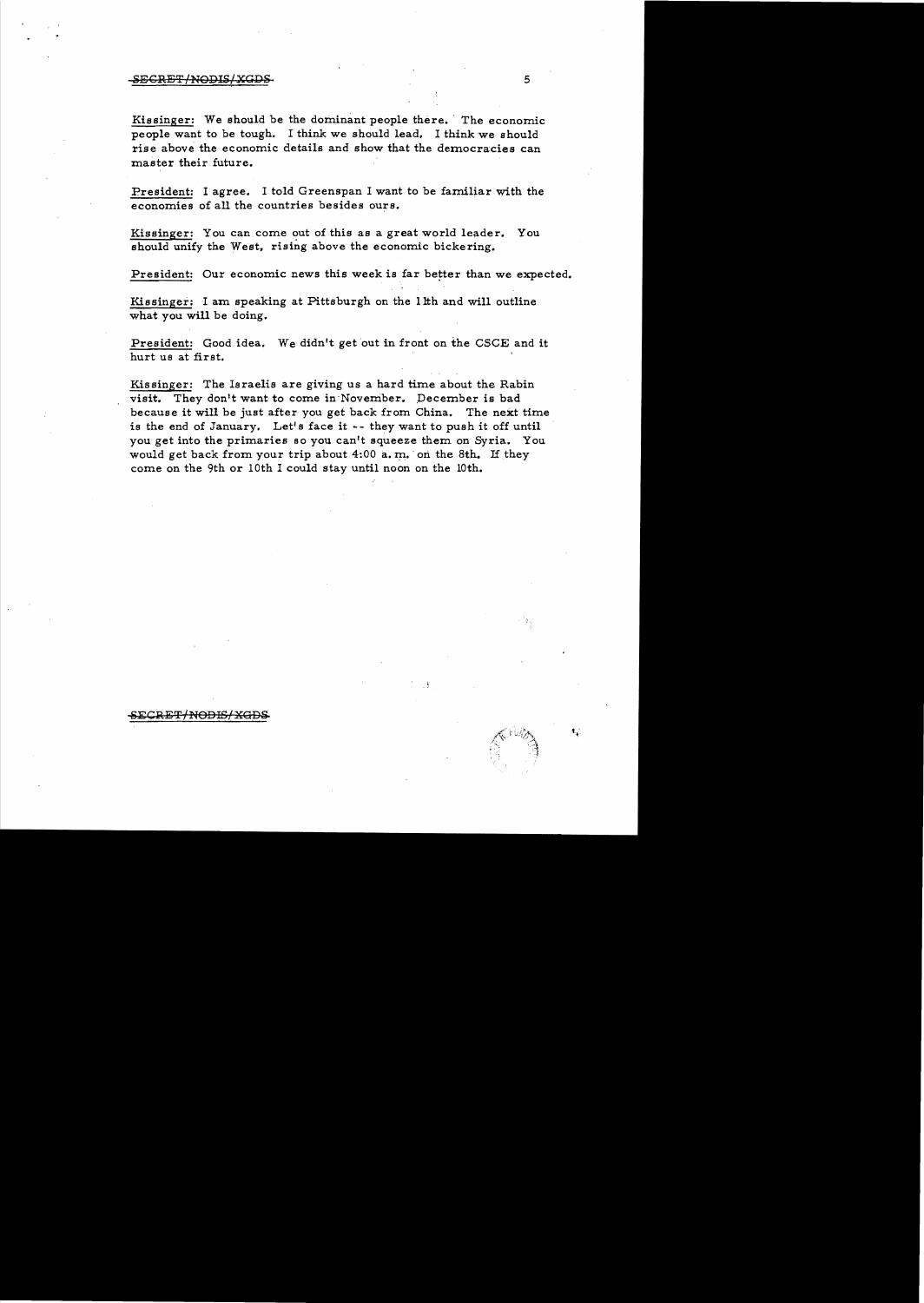Kissinger: We should be the dominant people there. The economic people want to be tough. I think we should lead. I think we should rise above the economic details and show that the democracies can master their future.

President: I agree. I told Greenspan I want to be familiar with the economies of all the countries besides ours.

Kissinger: You can come out of this as a great world leader. You should unify the West, rising above the economic bickering.

President: Our economic news this week is far better than we expected.

Kissinger: I am speaking at Pittsburgh on the 11th and will outline what you will be doing.

President: Good idea. We didn't get out in front on the CSCE and it hurt us at first.

Kissinger: The Israelis are giving us a hard time about the Rabin visit. They don't want to come in November. December is bad because it will be just after you get back from China. The next time is the end of January. Let's face it -- they want to push it off until you get into the primaries so you can't squeeze them on Syria. You would get back from your trip about 4:00 a.m. on the 8th. If they come on the 9th or 10th I could stay until noon on the 10th.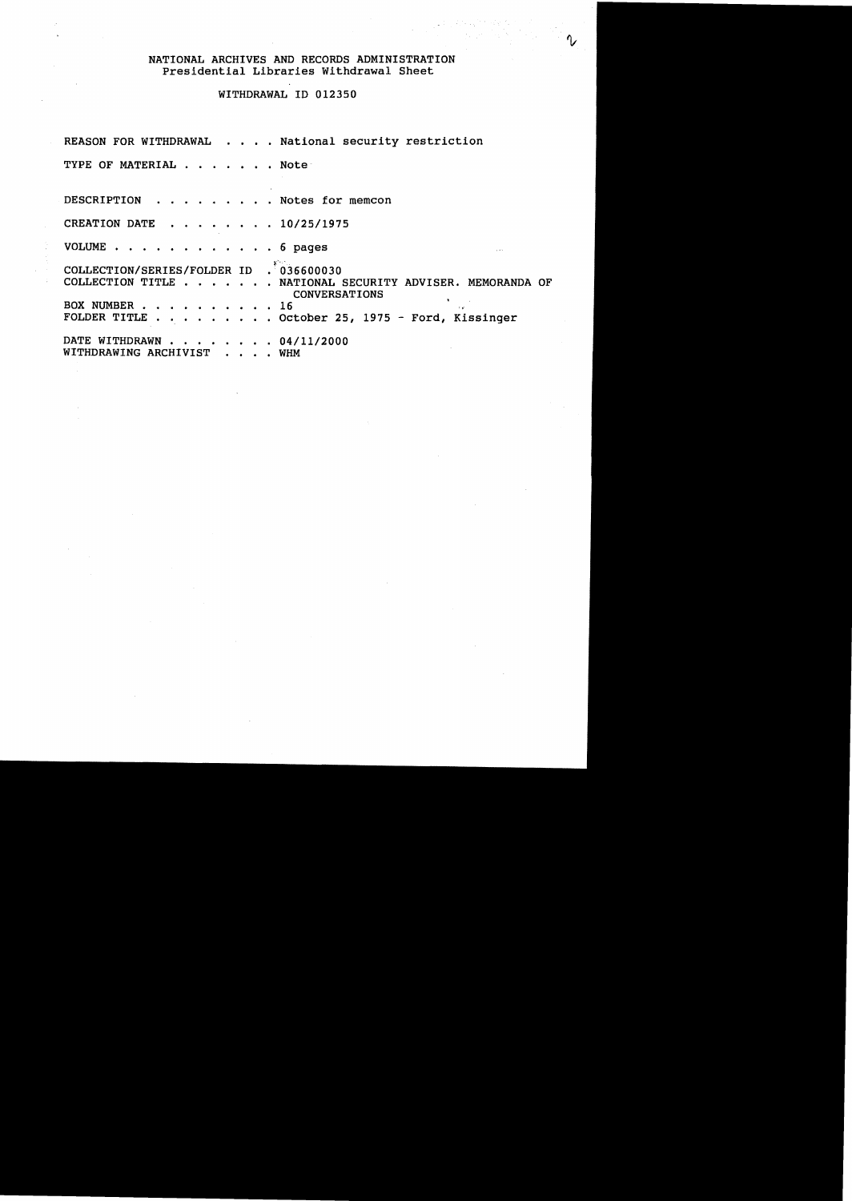NATIONAL ARCHIVES AND RECORDS ADMINISTRATION
Presidential Libraries Withdrawal Sheet

WITHDRAWAL ID 012350

REASON FOR WITHDRAWAL . . . . National security restriction

TYPE OF MATERIAL . . . . . . . Note

DESCRIPTION . . . . . . . . . Notes for memcon

CREATION DATE . . . . . . . . 10/25/1975

VOLUME . . . . . . . . . . . . 6 pages

COLLECTION/SERIES/FOLDER ID . 036600030
COLLECTION TITLE . . . . . . . NATIONAL SECURITY ADVISER. MEMORANDA OF CONVERSATIONS
BOX NUMBER . . . . . . . . . . 16
FOLDER TITLE . . . . . . . . . October 25, 1975 - Ford, Kissinger

DATE WITHDRAWN . . . . . . . . 04/11/2000
WITHDRAWING ARCHIVIST . . . . WHM